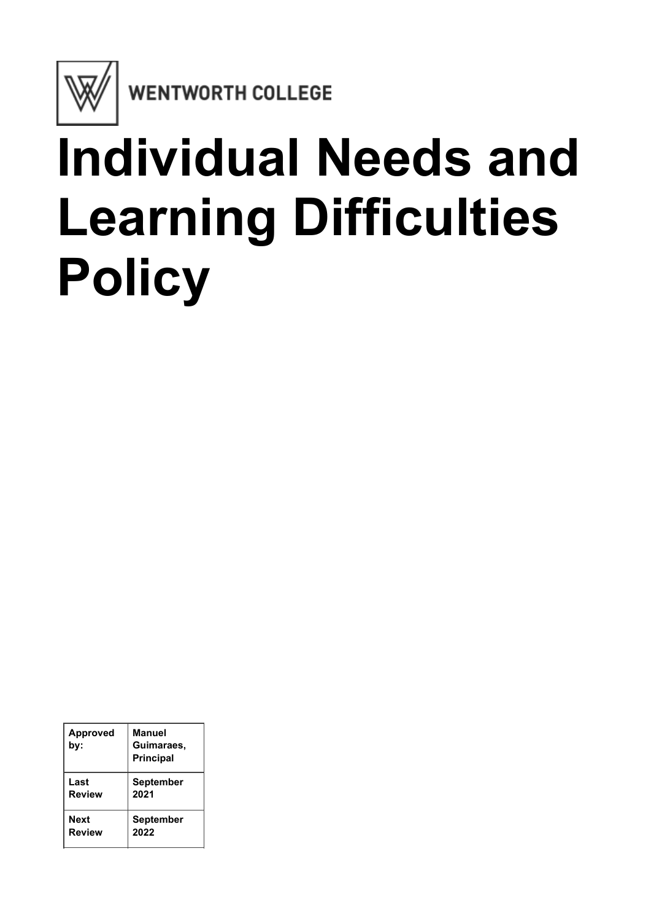WENTWORTH COLLEGE

# Individual Needs and Learning Difficulties Policy

| Approved by: | Manuel Guimaraes, Principal |
|---|---|
| Last Review | September 2021 |
| Next Review | September 2022 |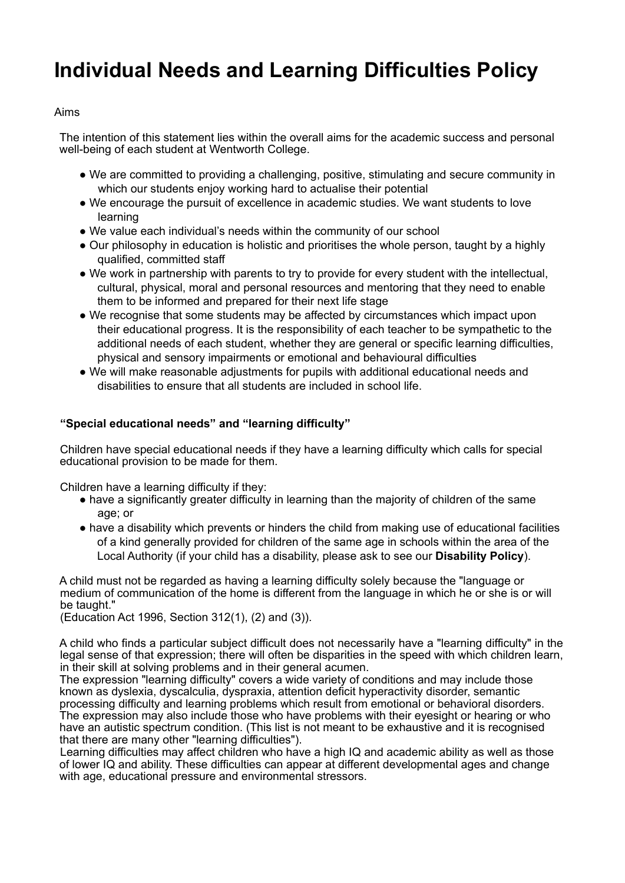# Individual Needs and Learning Difficulties Policy

Aims

The intention of this statement lies within the overall aims for the academic success and personal well-being of each student at Wentworth College.

- We are committed to providing a challenging, positive, stimulating and secure community in which our students enjoy working hard to actualise their potential
- We encourage the pursuit of excellence in academic studies. We want students to love learning
- We value each individual's needs within the community of our school
- Our philosophy in education is holistic and prioritises the whole person, taught by a highly qualified, committed staff
- We work in partnership with parents to try to provide for every student with the intellectual, cultural, physical, moral and personal resources and mentoring that they need to enable them to be informed and prepared for their next life stage
- We recognise that some students may be affected by circumstances which impact upon their educational progress. It is the responsibility of each teacher to be sympathetic to the additional needs of each student, whether they are general or specific learning difficulties, physical and sensory impairments or emotional and behavioural difficulties
- We will make reasonable adjustments for pupils with additional educational needs and disabilities to ensure that all students are included in school life.

**"Special educational needs" and "learning difficulty"**

Children have special educational needs if they have a learning difficulty which calls for special educational provision to be made for them.

Children have a learning difficulty if they:

- have a significantly greater difficulty in learning than the majority of children of the same age; or
- have a disability which prevents or hinders the child from making use of educational facilities of a kind generally provided for children of the same age in schools within the area of the Local Authority (if your child has a disability, please ask to see our **Disability Policy**).

A child must not be regarded as having a learning difficulty solely because the "language or medium of communication of the home is different from the language in which he or she is or will be taught."
(Education Act 1996, Section 312(1), (2) and (3)).

A child who finds a particular subject difficult does not necessarily have a "learning difficulty" in the legal sense of that expression; there will often be disparities in the speed with which children learn, in their skill at solving problems and in their general acumen.
The expression "learning difficulty" covers a wide variety of conditions and may include those known as dyslexia, dyscalculia, dyspraxia, attention deficit hyperactivity disorder, semantic processing difficulty and learning problems which result from emotional or behavioral disorders. The expression may also include those who have problems with their eyesight or hearing or who have an autistic spectrum condition. (This list is not meant to be exhaustive and it is recognised that there are many other "learning difficulties").
Learning difficulties may affect children who have a high IQ and academic ability as well as those of lower IQ and ability. These difficulties can appear at different developmental ages and change with age, educational pressure and environmental stressors.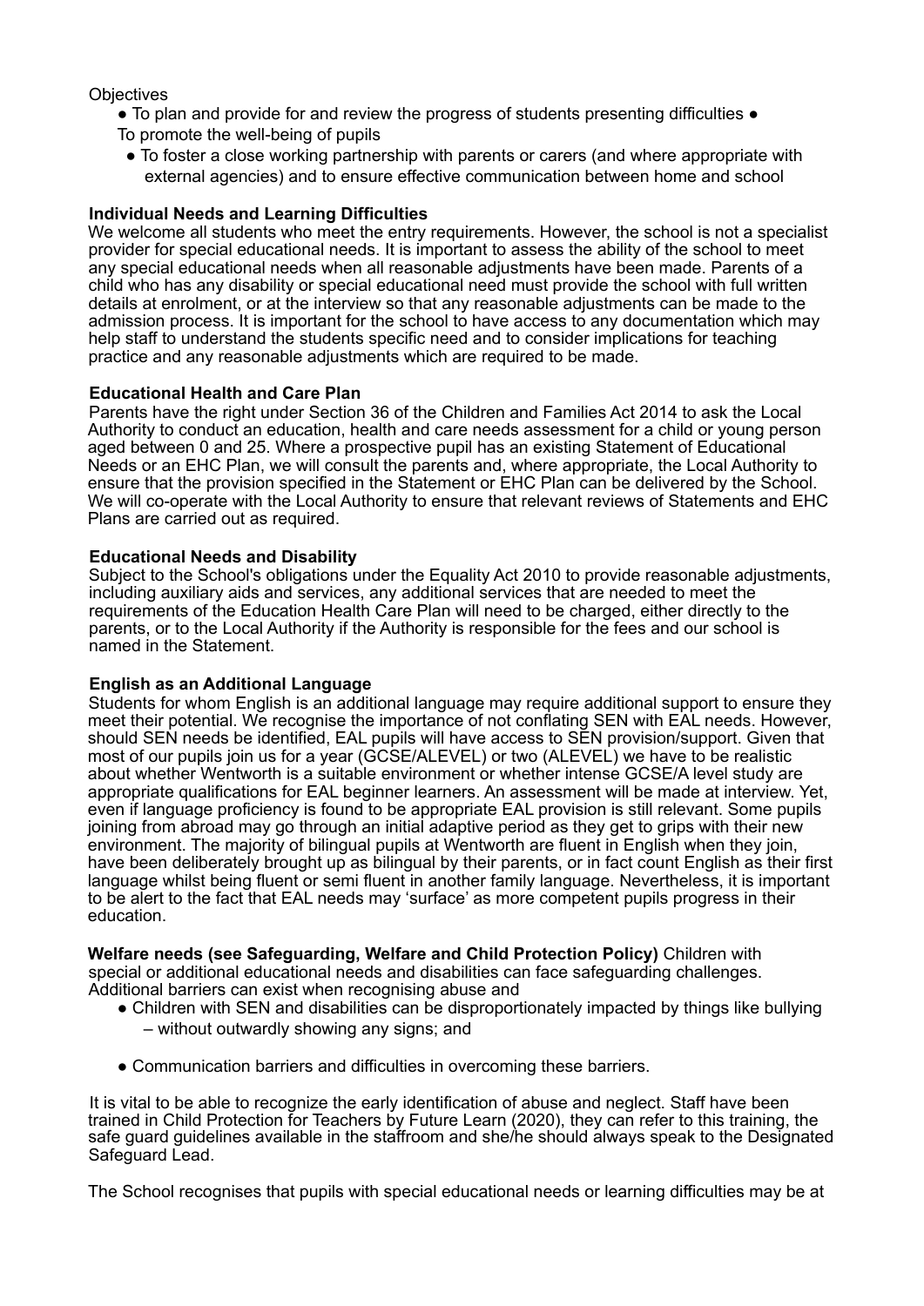Objectives

- To plan and provide for and review the progress of students presenting difficulties
- To promote the well-being of pupils
- To foster a close working partnership with parents or carers (and where appropriate with external agencies) and to ensure effective communication between home and school

**Individual Needs and Learning Difficulties**

We welcome all students who meet the entry requirements. However, the school is not a specialist provider for special educational needs. It is important to assess the ability of the school to meet any special educational needs when all reasonable adjustments have been made. Parents of a child who has any disability or special educational need must provide the school with full written details at enrolment, or at the interview so that any reasonable adjustments can be made to the admission process. It is important for the school to have access to any documentation which may help staff to understand the students specific need and to consider implications for teaching practice and any reasonable adjustments which are required to be made.

**Educational Health and Care Plan**

Parents have the right under Section 36 of the Children and Families Act 2014 to ask the Local Authority to conduct an education, health and care needs assessment for a child or young person aged between 0 and 25. Where a prospective pupil has an existing Statement of Educational Needs or an EHC Plan, we will consult the parents and, where appropriate, the Local Authority to ensure that the provision specified in the Statement or EHC Plan can be delivered by the School. We will co-operate with the Local Authority to ensure that relevant reviews of Statements and EHC Plans are carried out as required.

**Educational Needs and Disability**

Subject to the School's obligations under the Equality Act 2010 to provide reasonable adjustments, including auxiliary aids and services, any additional services that are needed to meet the requirements of the Education Health Care Plan will need to be charged, either directly to the parents, or to the Local Authority if the Authority is responsible for the fees and our school is named in the Statement.

**English as an Additional Language**

Students for whom English is an additional language may require additional support to ensure they meet their potential. We recognise the importance of not conflating SEN with EAL needs. However, should SEN needs be identified, EAL pupils will have access to SEN provision/support. Given that most of our pupils join us for a year (GCSE/ALEVEL) or two (ALEVEL) we have to be realistic about whether Wentworth is a suitable environment or whether intense GCSE/A level study are appropriate qualifications for EAL beginner learners. An assessment will be made at interview. Yet, even if language proficiency is found to be appropriate EAL provision is still relevant. Some pupils joining from abroad may go through an initial adaptive period as they get to grips with their new environment. The majority of bilingual pupils at Wentworth are fluent in English when they join, have been deliberately brought up as bilingual by their parents, or in fact count English as their first language whilst being fluent or semi fluent in another family language. Nevertheless, it is important to be alert to the fact that EAL needs may 'surface' as more competent pupils progress in their education.

**Welfare needs (see Safeguarding, Welfare and Child Protection Policy)** Children with special or additional educational needs and disabilities can face safeguarding challenges. Additional barriers can exist when recognising abuse and

- Children with SEN and disabilities can be disproportionately impacted by things like bullying – without outwardly showing any signs; and
- Communication barriers and difficulties in overcoming these barriers.

It is vital to be able to recognize the early identification of abuse and neglect. Staff have been trained in Child Protection for Teachers by Future Learn (2020), they can refer to this training, the safe guard guidelines available in the staffroom and she/he should always speak to the Designated Safeguard Lead.

The School recognises that pupils with special educational needs or learning difficulties may be at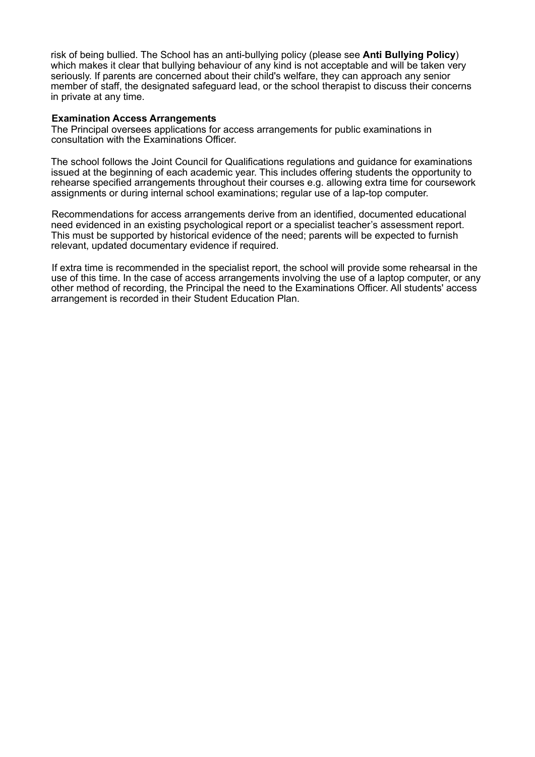risk of being bullied. The School has an anti-bullying policy (please see **Anti Bullying Policy**) which makes it clear that bullying behaviour of any kind is not acceptable and will be taken very seriously. If parents are concerned about their child's welfare, they can approach any senior member of staff, the designated safeguard lead, or the school therapist to discuss their concerns in private at any time.

**Examination Access Arrangements**

The Principal oversees applications for access arrangements for public examinations in consultation with the Examinations Officer.

The school follows the Joint Council for Qualifications regulations and guidance for examinations issued at the beginning of each academic year. This includes offering students the opportunity to rehearse specified arrangements throughout their courses e.g. allowing extra time for coursework assignments or during internal school examinations; regular use of a lap-top computer.

Recommendations for access arrangements derive from an identified, documented educational need evidenced in an existing psychological report or a specialist teacher's assessment report. This must be supported by historical evidence of the need; parents will be expected to furnish relevant, updated documentary evidence if required.

If extra time is recommended in the specialist report, the school will provide some rehearsal in the use of this time. In the case of access arrangements involving the use of a laptop computer, or any other method of recording, the Principal the need to the Examinations Officer. All students' access arrangement is recorded in their Student Education Plan.